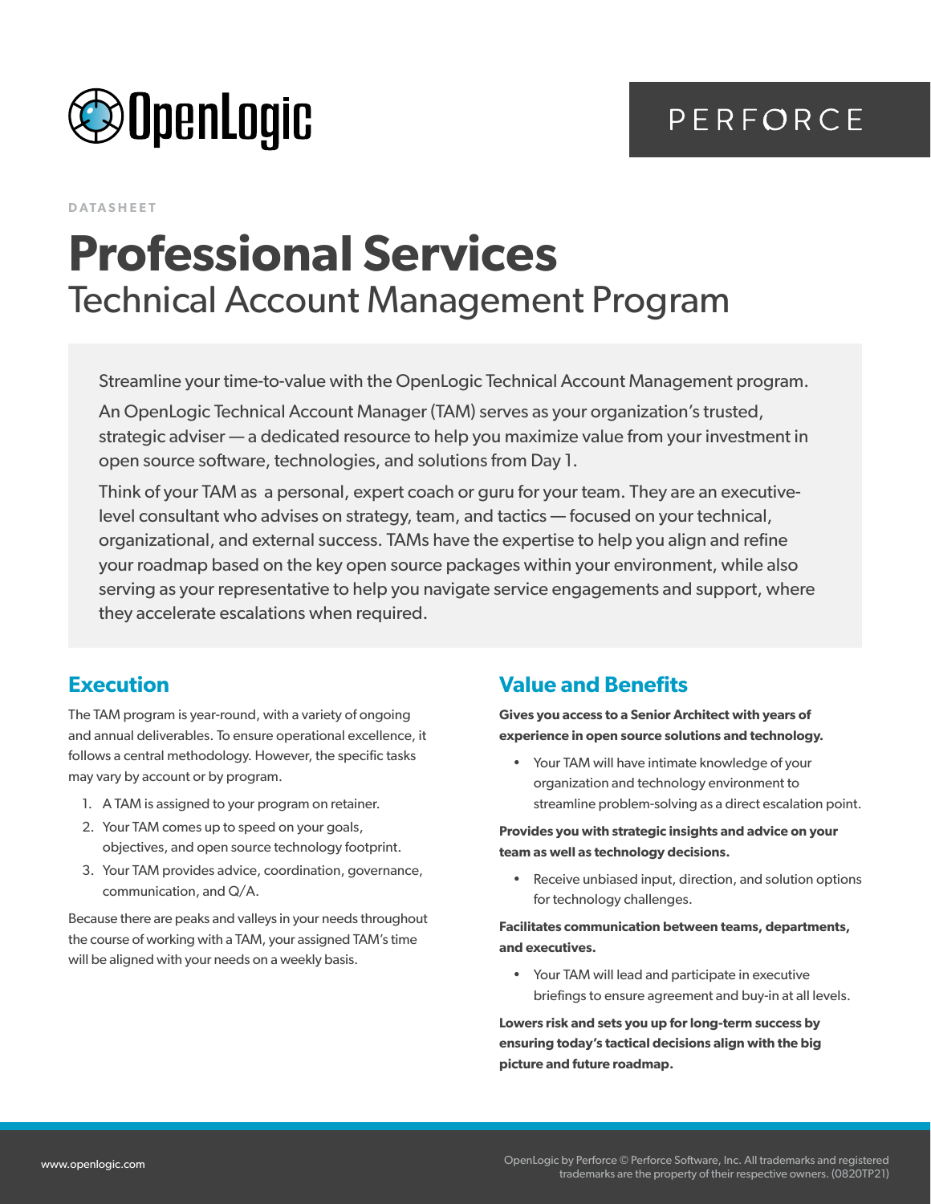OpenLogic

PERFORCE

DATASHEET

# Professional Services

## Technical Account Management Program

Streamline your time-to-value with the OpenLogic Technical Account Management program.

An OpenLogic Technical Account Manager (TAM) serves as your organization's trusted, strategic adviser — a dedicated resource to help you maximize value from your investment in open source software, technologies, and solutions from Day 1.

Think of your TAM as a personal, expert coach or guru for your team. They are an executive-level consultant who advises on strategy, team, and tactics — focused on your technical, organizational, and external success. TAMs have the expertise to help you align and refine your roadmap based on the key open source packages within your environment, while also serving as your representative to help you navigate service engagements and support, where they accelerate escalations when required.

### Execution

The TAM program is year-round, with a variety of ongoing and annual deliverables. To ensure operational excellence, it follows a central methodology. However, the specific tasks may vary by account or by program.

1. A TAM is assigned to your program on retainer.
2. Your TAM comes up to speed on your goals, objectives, and open source technology footprint.
3. Your TAM provides advice, coordination, governance, communication, and Q/A.

Because there are peaks and valleys in your needs throughout the course of working with a TAM, your assigned TAM's time will be aligned with your needs on a weekly basis.

### Value and Benefits

**Gives you access to a Senior Architect with years of experience in open source solutions and technology.**

- Your TAM will have intimate knowledge of your organization and technology environment to streamline problem-solving as a direct escalation point.

**Provides you with strategic insights and advice on your team as well as technology decisions.**

- Receive unbiased input, direction, and solution options for technology challenges.

**Facilitates communication between teams, departments, and executives.**

- Your TAM will lead and participate in executive briefings to ensure agreement and buy-in at all levels.

**Lowers risk and sets you up for long-term success by ensuring today's tactical decisions align with the big picture and future roadmap.**

www.openlogic.com

OpenLogic by Perforce © Perforce Software, Inc. All trademarks and registered trademarks are the property of their respective owners. (0820TP21)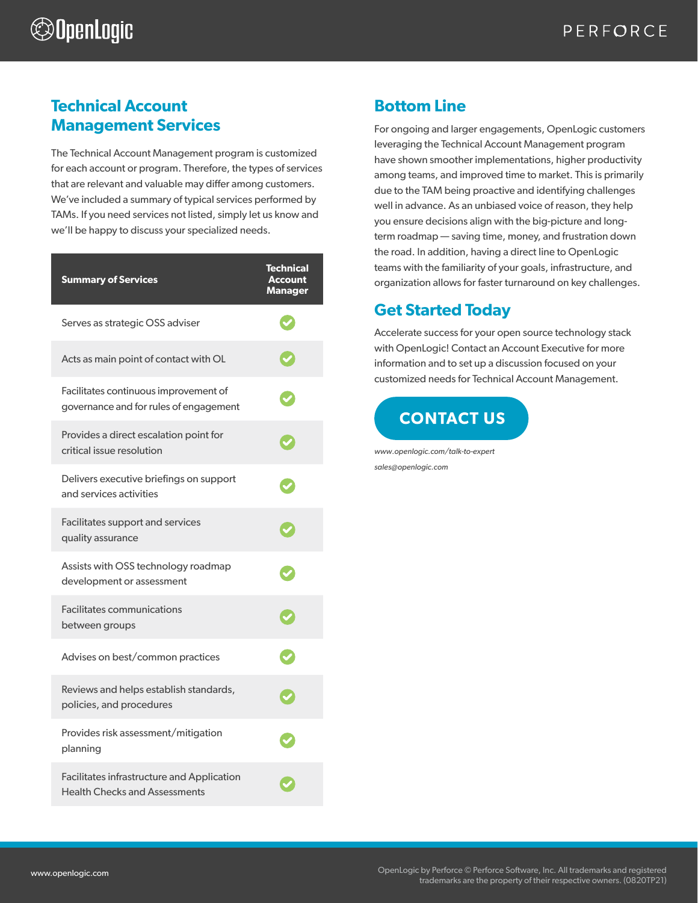## Technical Account Management Services

The Technical Account Management program is customized for each account or program. Therefore, the types of services that are relevant and valuable may differ among customers. We've included a summary of typical services performed by TAMs. If you need services not listed, simply let us know and we'll be happy to discuss your specialized needs.

| Summary of Services | Technical Account Manager |
|---|---|
| Serves as strategic OSS adviser | ✓ |
| Acts as main point of contact with OL | ✓ |
| Facilitates continuous improvement of governance and for rules of engagement | ✓ |
| Provides a direct escalation point for critical issue resolution | ✓ |
| Delivers executive briefings on support and services activities | ✓ |
| Facilitates support and services quality assurance | ✓ |
| Assists with OSS technology roadmap development or assessment | ✓ |
| Facilitates communications between groups | ✓ |
| Advises on best/common practices | ✓ |
| Reviews and helps establish standards, policies, and procedures | ✓ |
| Provides risk assessment/mitigation planning | ✓ |
| Facilitates infrastructure and Application Health Checks and Assessments | ✓ |

## Bottom Line

For ongoing and larger engagements, OpenLogic customers leveraging the Technical Account Management program have shown smoother implementations, higher productivity among teams, and improved time to market. This is primarily due to the TAM being proactive and identifying challenges well in advance. As an unbiased voice of reason, they help you ensure decisions align with the big-picture and long-term roadmap — saving time, money, and frustration down the road. In addition, having a direct line to OpenLogic teams with the familiarity of your goals, infrastructure, and organization allows for faster turnaround on key challenges.

## Get Started Today

Accelerate success for your open source technology stack with OpenLogic! Contact an Account Executive for more information and to set up a discussion focused on your customized needs for Technical Account Management.

**CONTACT US**

*www.openlogic.com/talk-to-expert*

*sales@openlogic.com*

www.openlogic.com

OpenLogic by Perforce © Perforce Software, Inc. All trademarks and registered trademarks are the property of their respective owners. (0820TP21)